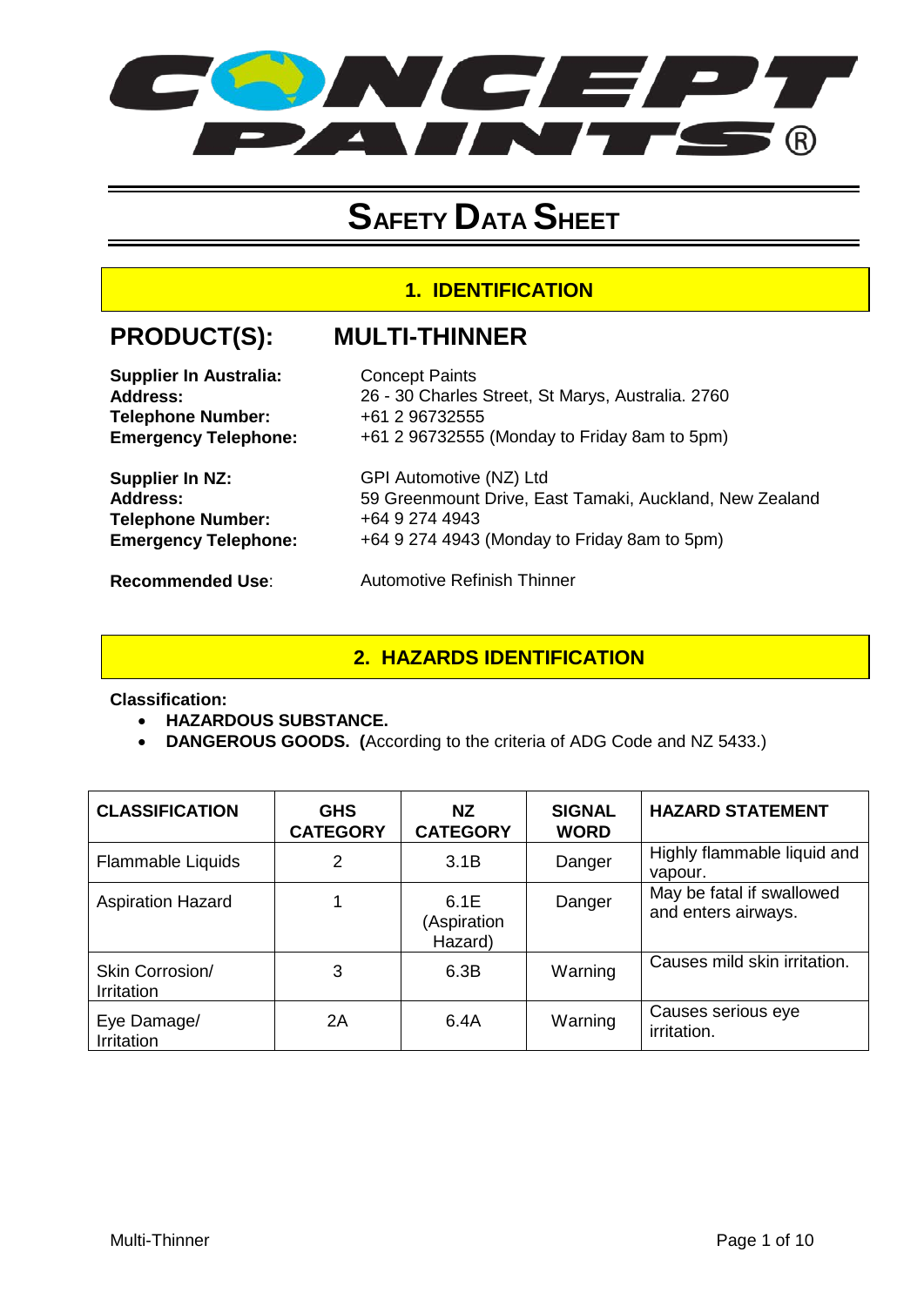# SAFETY DATA SHEET

## 1. IDENTIFICATION

## PRODUCT(S): MULTI-THINNER

**Supplier In Australia:** Concept Paints
**Address:** 26 - 30 Charles Street, St Marys, Australia. 2760
**Telephone Number:** +61 2 96732555
**Emergency Telephone:** +61 2 96732555 (Monday to Friday 8am to 5pm)

**Supplier In NZ:** GPI Automotive (NZ) Ltd
**Address:** 59 Greenmount Drive, East Tamaki, Auckland, New Zealand
**Telephone Number:** +64 9 274 4943
**Emergency Telephone:** +64 9 274 4943 (Monday to Friday 8am to 5pm)

**Recommended Use**: Automotive Refinish Thinner

## 2. HAZARDS IDENTIFICATION

**Classification:**

- **HAZARDOUS SUBSTANCE.**
- **DANGEROUS GOODS. (**According to the criteria of ADG Code and NZ 5433.)

| CLASSIFICATION | GHS CATEGORY | NZ CATEGORY | SIGNAL WORD | HAZARD STATEMENT |
|---|---|---|---|---|
| Flammable Liquids | 2 | 3.1B | Danger | Highly flammable liquid and vapour. |
| Aspiration Hazard | 1 | 6.1E (Aspiration Hazard) | Danger | May be fatal if swallowed and enters airways. |
| Skin Corrosion/ Irritation | 3 | 6.3B | Warning | Causes mild skin irritation. |
| Eye Damage/ Irritation | 2A | 6.4A | Warning | Causes serious eye irritation. |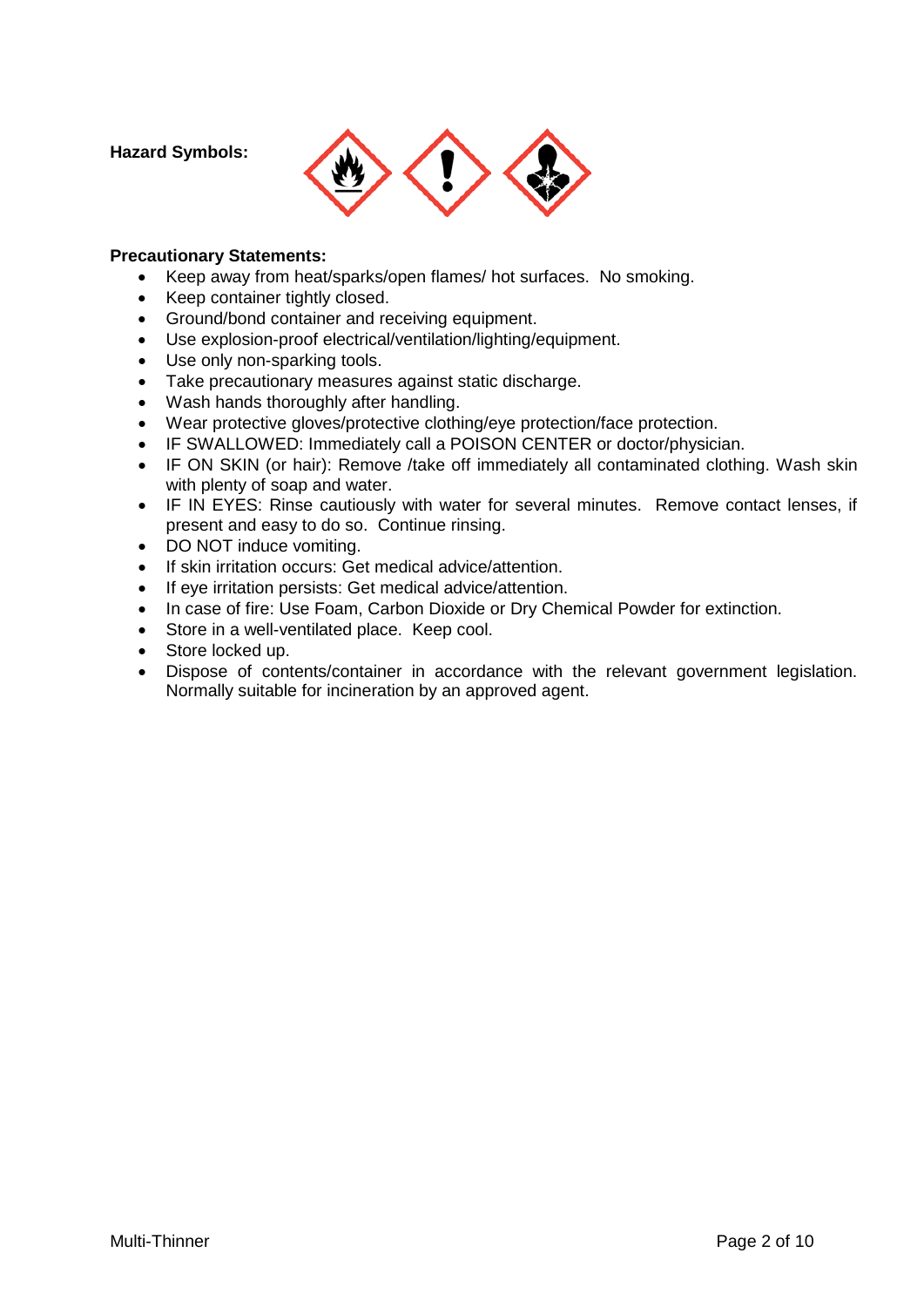**Hazard Symbols:**

**Precautionary Statements:**

- Keep away from heat/sparks/open flames/ hot surfaces.  No smoking.
- Keep container tightly closed.
- Ground/bond container and receiving equipment.
- Use explosion-proof electrical/ventilation/lighting/equipment.
- Use only non-sparking tools.
- Take precautionary measures against static discharge.
- Wash hands thoroughly after handling.
- Wear protective gloves/protective clothing/eye protection/face protection.
- IF SWALLOWED: Immediately call a POISON CENTER or doctor/physician.
- IF ON SKIN (or hair): Remove /take off immediately all contaminated clothing. Wash skin with plenty of soap and water.
- IF IN EYES: Rinse cautiously with water for several minutes.  Remove contact lenses, if present and easy to do so.  Continue rinsing.
- DO NOT induce vomiting.
- If skin irritation occurs: Get medical advice/attention.
- If eye irritation persists: Get medical advice/attention.
- In case of fire: Use Foam, Carbon Dioxide or Dry Chemical Powder for extinction.
- Store in a well-ventilated place.  Keep cool.
- Store locked up.
- Dispose of contents/container in accordance with the relevant government legislation. Normally suitable for incineration by an approved agent.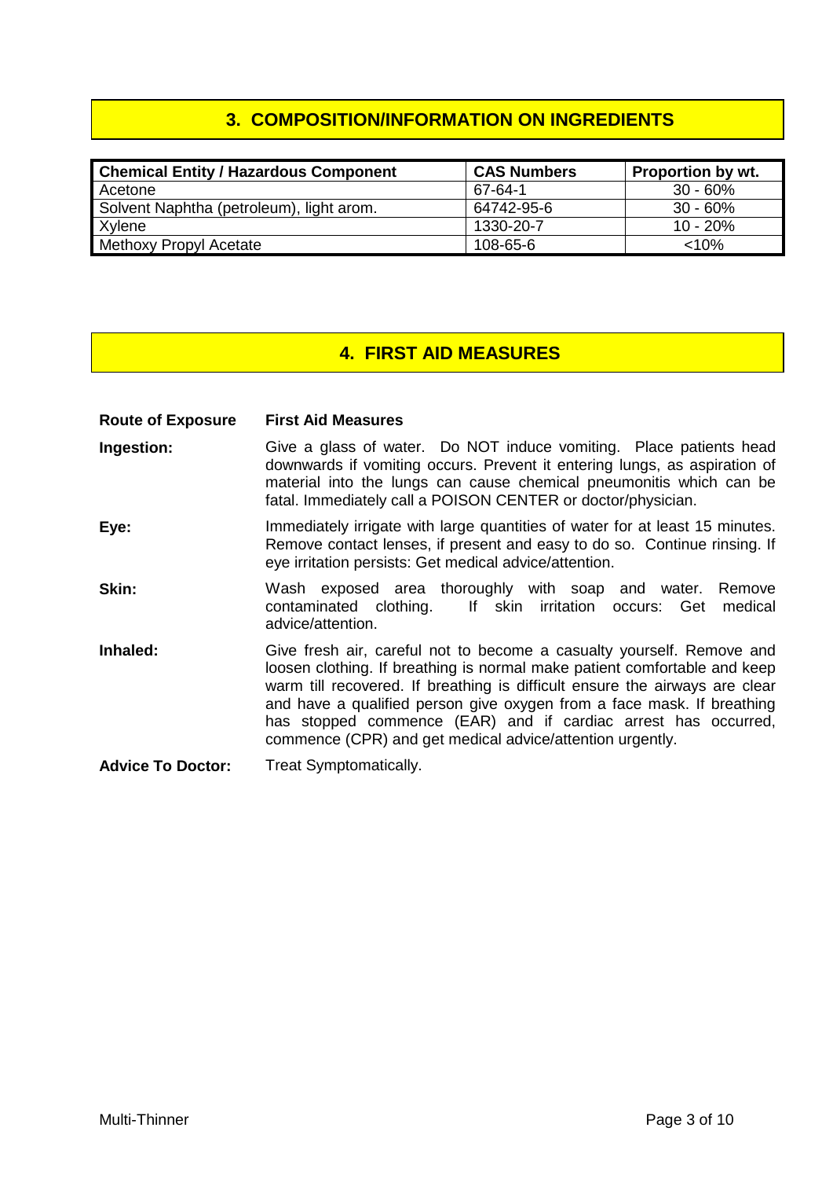## 3. COMPOSITION/INFORMATION ON INGREDIENTS

| Chemical Entity / Hazardous Component | CAS Numbers | Proportion by wt. |
|---|---|---|
| Acetone | 67-64-1 | 30 - 60% |
| Solvent Naphtha (petroleum), light arom. | 64742-95-6 | 30 - 60% |
| Xylene | 1330-20-7 | 10 - 20% |
| Methoxy Propyl Acetate | 108-65-6 | <10% |

## 4. FIRST AID MEASURES

| Route of Exposure | First Aid Measures |
|---|---|
| **Ingestion:** | Give a glass of water. Do NOT induce vomiting. Place patients head downwards if vomiting occurs. Prevent it entering lungs, as aspiration of material into the lungs can cause chemical pneumonitis which can be fatal. Immediately call a POISON CENTER or doctor/physician. |
| **Eye:** | Immediately irrigate with large quantities of water for at least 15 minutes. Remove contact lenses, if present and easy to do so. Continue rinsing. If eye irritation persists: Get medical advice/attention. |
| **Skin:** | Wash exposed area thoroughly with soap and water. Remove contaminated clothing. If skin irritation occurs: Get medical advice/attention. |
| **Inhaled:** | Give fresh air, careful not to become a casualty yourself. Remove and loosen clothing. If breathing is normal make patient comfortable and keep warm till recovered. If breathing is difficult ensure the airways are clear and have a qualified person give oxygen from a face mask. If breathing has stopped commence (EAR) and if cardiac arrest has occurred, commence (CPR) and get medical advice/attention urgently. |
| **Advice To Doctor:** | Treat Symptomatically. |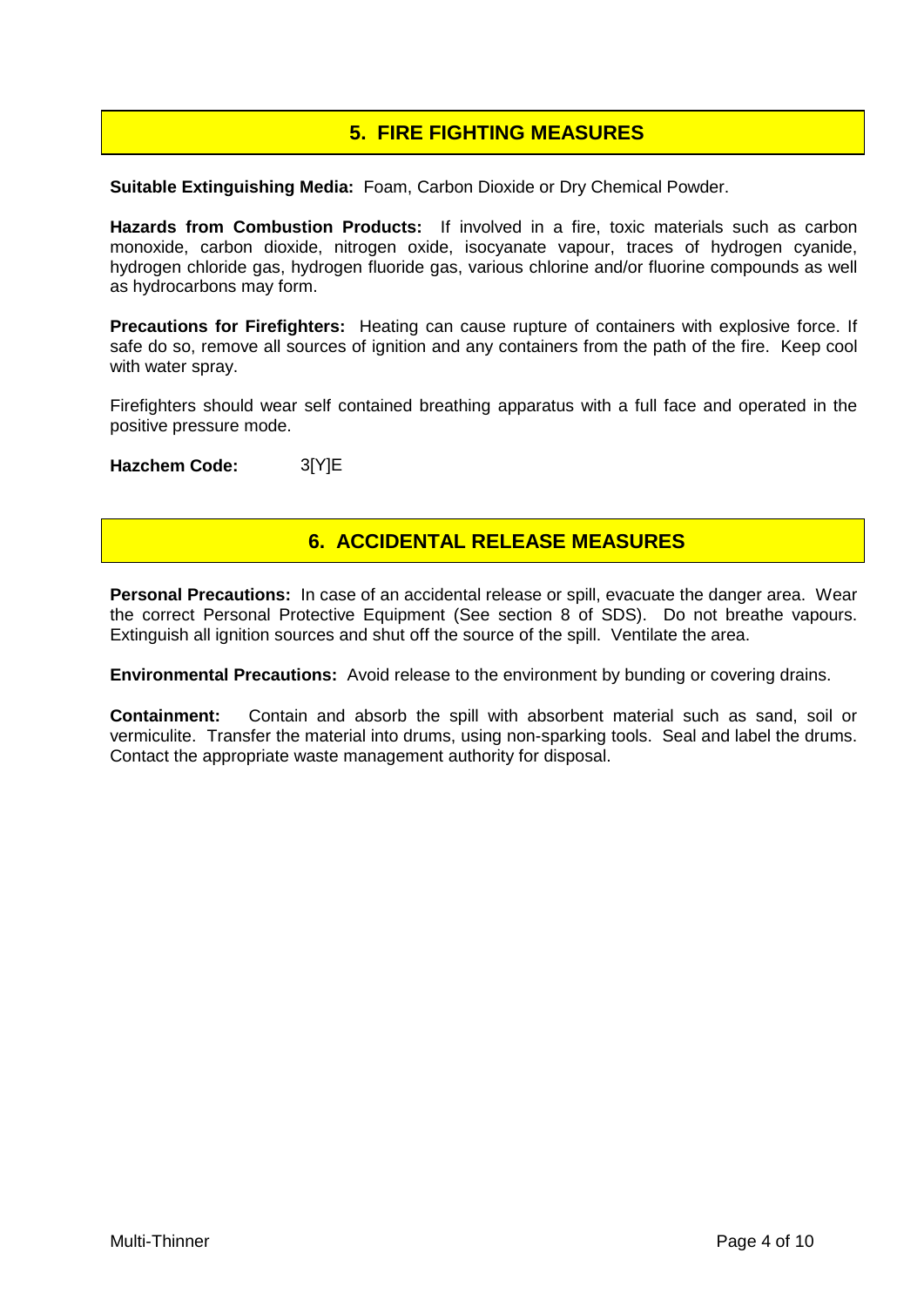## 5. FIRE FIGHTING MEASURES

**Suitable Extinguishing Media:** Foam, Carbon Dioxide or Dry Chemical Powder.

**Hazards from Combustion Products:** If involved in a fire, toxic materials such as carbon monoxide, carbon dioxide, nitrogen oxide, isocyanate vapour, traces of hydrogen cyanide, hydrogen chloride gas, hydrogen fluoride gas, various chlorine and/or fluorine compounds as well as hydrocarbons may form.

**Precautions for Firefighters:** Heating can cause rupture of containers with explosive force. If safe do so, remove all sources of ignition and any containers from the path of the fire. Keep cool with water spray.

Firefighters should wear self contained breathing apparatus with a full face and operated in the positive pressure mode.

**Hazchem Code:** 3[Y]E

## 6. ACCIDENTAL RELEASE MEASURES

**Personal Precautions:** In case of an accidental release or spill, evacuate the danger area. Wear the correct Personal Protective Equipment (See section 8 of SDS). Do not breathe vapours. Extinguish all ignition sources and shut off the source of the spill. Ventilate the area.

**Environmental Precautions:** Avoid release to the environment by bunding or covering drains.

**Containment:** Contain and absorb the spill with absorbent material such as sand, soil or vermiculite. Transfer the material into drums, using non-sparking tools. Seal and label the drums. Contact the appropriate waste management authority for disposal.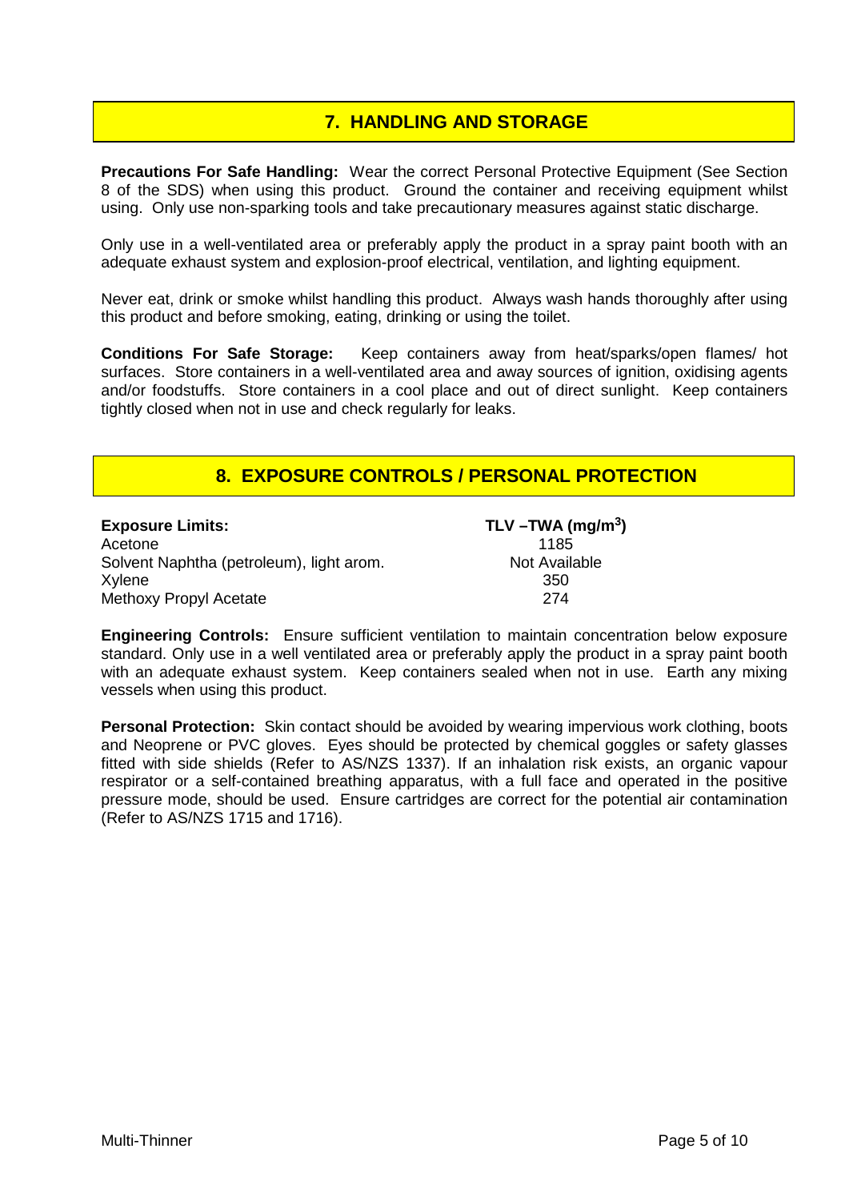## 7. HANDLING AND STORAGE

**Precautions For Safe Handling:** Wear the correct Personal Protective Equipment (See Section 8 of the SDS) when using this product. Ground the container and receiving equipment whilst using. Only use non-sparking tools and take precautionary measures against static discharge.

Only use in a well-ventilated area or preferably apply the product in a spray paint booth with an adequate exhaust system and explosion-proof electrical, ventilation, and lighting equipment.

Never eat, drink or smoke whilst handling this product. Always wash hands thoroughly after using this product and before smoking, eating, drinking or using the toilet.

**Conditions For Safe Storage:** Keep containers away from heat/sparks/open flames/ hot surfaces. Store containers in a well-ventilated area and away sources of ignition, oxidising agents and/or foodstuffs. Store containers in a cool place and out of direct sunlight. Keep containers tightly closed when not in use and check regularly for leaks.

## 8. EXPOSURE CONTROLS / PERSONAL PROTECTION

| **Exposure Limits:** | **TLV –TWA (mg/m$^3$)** |
|---|---|
| Acetone | 1185 |
| Solvent Naphtha (petroleum), light arom. | Not Available |
| Xylene | 350 |
| Methoxy Propyl Acetate | 274 |

**Engineering Controls:** Ensure sufficient ventilation to maintain concentration below exposure standard. Only use in a well ventilated area or preferably apply the product in a spray paint booth with an adequate exhaust system. Keep containers sealed when not in use. Earth any mixing vessels when using this product.

**Personal Protection:** Skin contact should be avoided by wearing impervious work clothing, boots and Neoprene or PVC gloves. Eyes should be protected by chemical goggles or safety glasses fitted with side shields (Refer to AS/NZS 1337). If an inhalation risk exists, an organic vapour respirator or a self-contained breathing apparatus, with a full face and operated in the positive pressure mode, should be used. Ensure cartridges are correct for the potential air contamination (Refer to AS/NZS 1715 and 1716).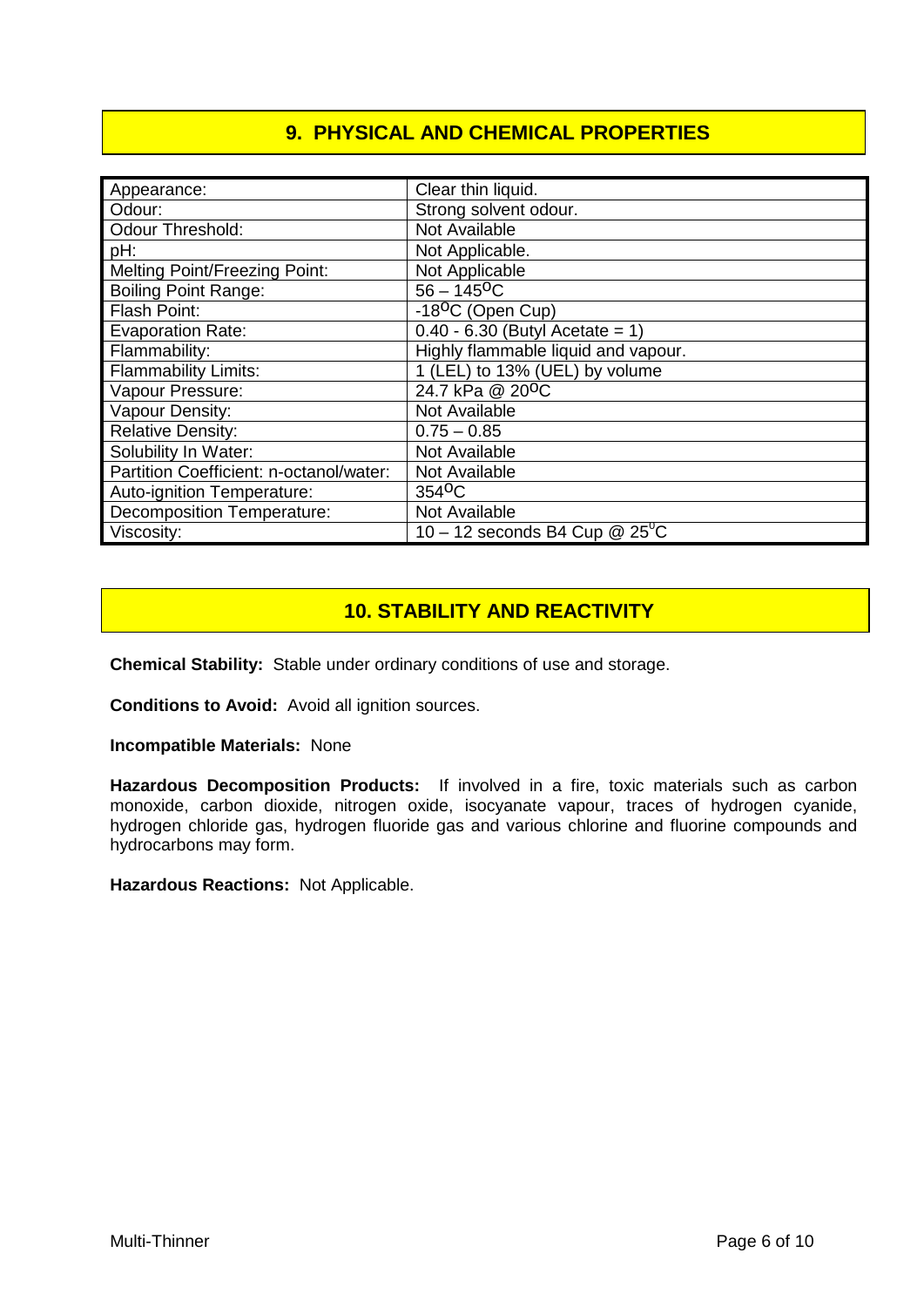## 9. PHYSICAL AND CHEMICAL PROPERTIES

| | |
|---|---|
| Appearance: | Clear thin liquid. |
| Odour: | Strong solvent odour. |
| Odour Threshold: | Not Available |
| pH: | Not Applicable. |
| Melting Point/Freezing Point: | Not Applicable |
| Boiling Point Range: | 56 – 145$^{o}$C |
| Flash Point: | -18$^{o}$C (Open Cup) |
| Evaporation Rate: | 0.40 - 6.30 (Butyl Acetate = 1) |
| Flammability: | Highly flammable liquid and vapour. |
| Flammability Limits: | 1 (LEL) to 13% (UEL) by volume |
| Vapour Pressure: | 24.7 kPa @ 20$^{o}$C |
| Vapour Density: | Not Available |
| Relative Density: | 0.75 – 0.85 |
| Solubility In Water: | Not Available |
| Partition Coefficient: n-octanol/water: | Not Available |
| Auto-ignition Temperature: | 354$^{o}$C |
| Decomposition Temperature: | Not Available |
| Viscosity: | 10 – 12 seconds B4 Cup @ 25$^{0}$C |

## 10. STABILITY AND REACTIVITY

**Chemical Stability:** Stable under ordinary conditions of use and storage.

**Conditions to Avoid:** Avoid all ignition sources.

**Incompatible Materials:** None

**Hazardous Decomposition Products:** If involved in a fire, toxic materials such as carbon monoxide, carbon dioxide, nitrogen oxide, isocyanate vapour, traces of hydrogen cyanide, hydrogen chloride gas, hydrogen fluoride gas and various chlorine and fluorine compounds and hydrocarbons may form.

**Hazardous Reactions:** Not Applicable.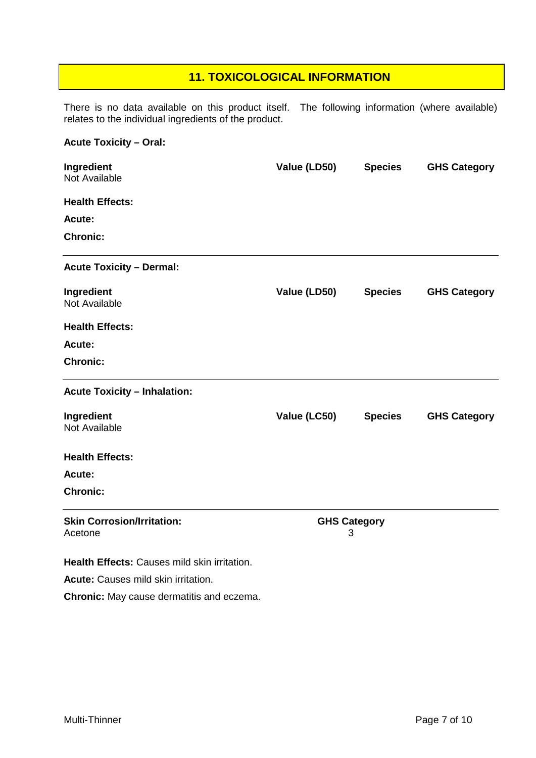## 11. TOXICOLOGICAL INFORMATION

There is no data available on this product itself. The following information (where available) relates to the individual ingredients of the product.

**Acute Toxicity – Oral:**

| Ingredient | Value (LD50) | Species | GHS Category |
|---|---|---|---|
| Not Available | | | |

**Health Effects:**

**Acute:**

**Chronic:**

---

**Acute Toxicity – Dermal:**

| Ingredient | Value (LD50) | Species | GHS Category |
|---|---|---|---|
| Not Available | | | |

**Health Effects:**

**Acute:**

**Chronic:**

---

**Acute Toxicity – Inhalation:**

| Ingredient | Value (LC50) | Species | GHS Category |
|---|---|---|---|
| Not Available | | | |

**Health Effects:**

**Acute:**

**Chronic:**

---

| Skin Corrosion/Irritation: | GHS Category |
|---|---|
| Acetone | 3 |

**Health Effects:** Causes mild skin irritation.

**Acute:** Causes mild skin irritation.

**Chronic:** May cause dermatitis and eczema.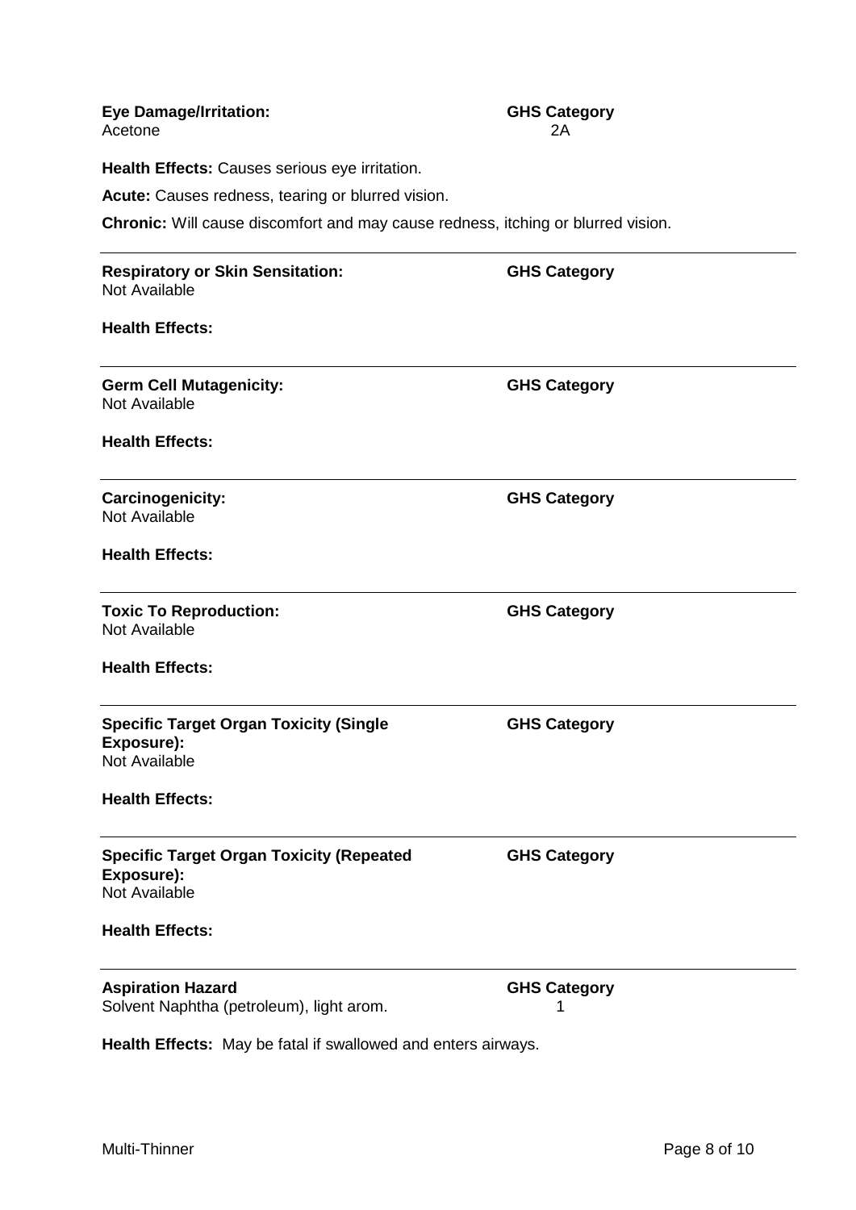**Eye Damage/Irritation:** | **GHS Category**
Acetone | 2A

**Health Effects:** Causes serious eye irritation.

**Acute:** Causes redness, tearing or blurred vision.

**Chronic:** Will cause discomfort and may cause redness, itching or blurred vision.

---

**Respiratory or Skin Sensitation:** | **GHS Category**
Not Available

**Health Effects:**

---

**Germ Cell Mutagenicity:** | **GHS Category**
Not Available

**Health Effects:**

---

**Carcinogenicity:** | **GHS Category**
Not Available

**Health Effects:**

---

**Toxic To Reproduction:** | **GHS Category**
Not Available

**Health Effects:**

---

**Specific Target Organ Toxicity (Single Exposure):** | **GHS Category**
Not Available

**Health Effects:**

---

**Specific Target Organ Toxicity (Repeated Exposure):** | **GHS Category**
Not Available

**Health Effects:**

---

**Aspiration Hazard** | **GHS Category**
Solvent Naphtha (petroleum), light arom. | 1

**Health Effects:** May be fatal if swallowed and enters airways.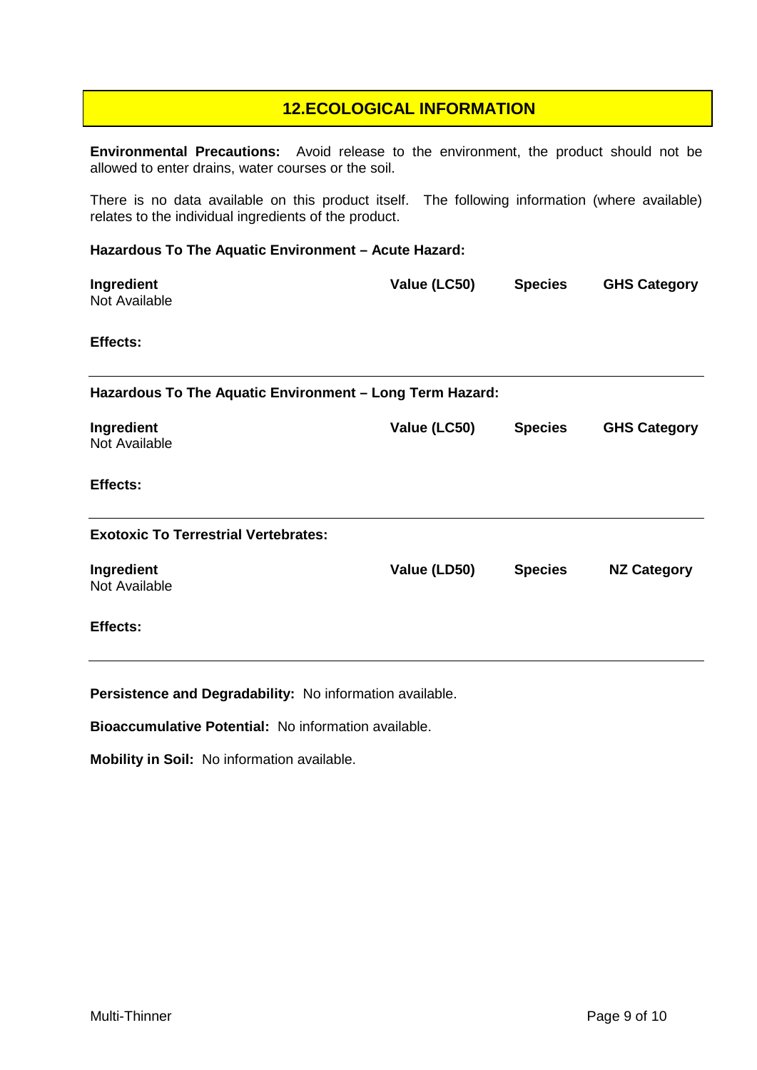## 12.ECOLOGICAL INFORMATION

**Environmental Precautions:** Avoid release to the environment, the product should not be allowed to enter drains, water courses or the soil.

There is no data available on this product itself. The following information (where available) relates to the individual ingredients of the product.

**Hazardous To The Aquatic Environment – Acute Hazard:**

| Ingredient | Value (LC50) | Species | GHS Category |
|---|---|---|---|
| Not Available | | | |

**Effects:**

---

**Hazardous To The Aquatic Environment – Long Term Hazard:**

| Ingredient | Value (LC50) | Species | GHS Category |
|---|---|---|---|
| Not Available | | | |

**Effects:**

---

**Exotoxic To Terrestrial Vertebrates:**

| Ingredient | Value (LD50) | Species | NZ Category |
|---|---|---|---|
| Not Available | | | |

**Effects:**

---

**Persistence and Degradability:** No information available.

**Bioaccumulative Potential:** No information available.

**Mobility in Soil:** No information available.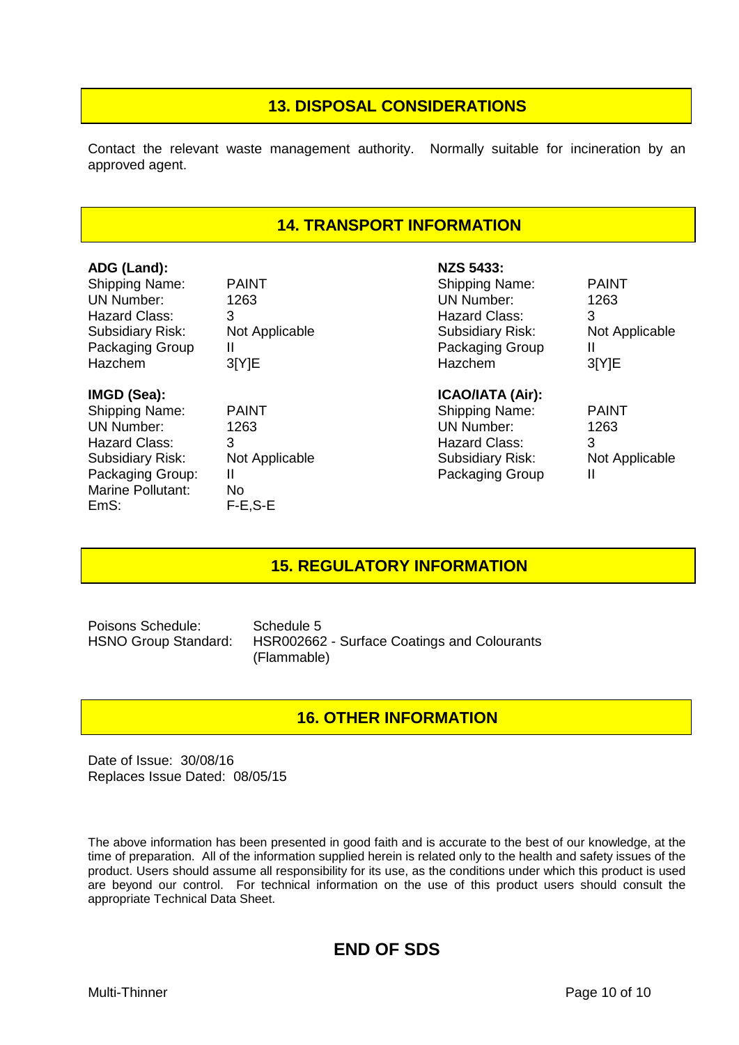## 13. DISPOSAL CONSIDERATIONS

Contact the relevant waste management authority. Normally suitable for incineration by an approved agent.

## 14. TRANSPORT INFORMATION

**ADG (Land):**

| | |
|---|---|
| Shipping Name: | PAINT |
| UN Number: | 1263 |
| Hazard Class: | 3 |
| Subsidiary Risk: | Not Applicable |
| Packaging Group | II |
| Hazchem | 3[Y]E |

**NZS 5433:**

| | |
|---|---|
| Shipping Name: | PAINT |
| UN Number: | 1263 |
| Hazard Class: | 3 |
| Subsidiary Risk: | Not Applicable |
| Packaging Group | II |
| Hazchem | 3[Y]E |

**IMGD (Sea):**

| | |
|---|---|
| Shipping Name: | PAINT |
| UN Number: | 1263 |
| Hazard Class: | 3 |
| Subsidiary Risk: | Not Applicable |
| Packaging Group: | II |
| Marine Pollutant: | No |
| EmS: | F-E,S-E |

**ICAO/IATA (Air):**

| | |
|---|---|
| Shipping Name: | PAINT |
| UN Number: | 1263 |
| Hazard Class: | 3 |
| Subsidiary Risk: | Not Applicable |
| Packaging Group | II |

## 15. REGULATORY INFORMATION

| | |
|---|---|
| Poisons Schedule: | Schedule 5 |
| HSNO Group Standard: | HSR002662 - Surface Coatings and Colourants (Flammable) |

## 16. OTHER INFORMATION

Date of Issue: 30/08/16
Replaces Issue Dated: 08/05/15

The above information has been presented in good faith and is accurate to the best of our knowledge, at the time of preparation. All of the information supplied herein is related only to the health and safety issues of the product. Users should assume all responsibility for its use, as the conditions under which this product is used are beyond our control. For technical information on the use of this product users should consult the appropriate Technical Data Sheet.

## END OF SDS